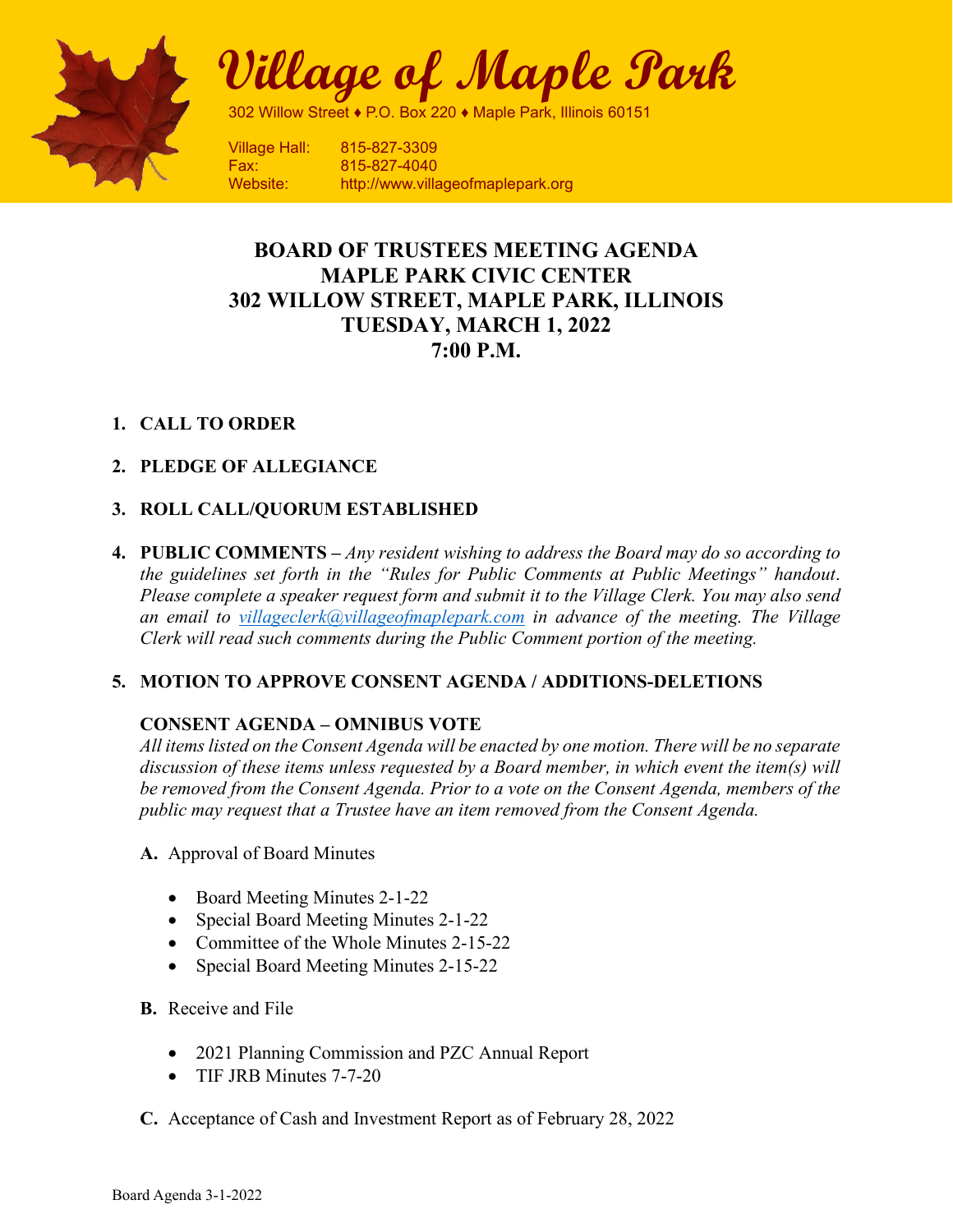# Village of Maple Park

302 Willow Street ♦ P.O. Box 220 ♦ Maple Park, Illinois 60151

Village Hall: 815-827-3309
Fax: 815-827-4040
Website: http://www.villageofmaplepark.org

**BOARD OF TRUSTEES MEETING AGENDA**
**MAPLE PARK CIVIC CENTER**
**302 WILLOW STREET, MAPLE PARK, ILLINOIS**
**TUESDAY, MARCH 1, 2022**
**7:00 P.M.**

1. **CALL TO ORDER**

2. **PLEDGE OF ALLEGIANCE**

3. **ROLL CALL/QUORUM ESTABLISHED**

4. **PUBLIC COMMENTS –** *Any resident wishing to address the Board may do so according to the guidelines set forth in the "Rules for Public Comments at Public Meetings" handout. Please complete a speaker request form and submit it to the Village Clerk. You may also send an email to villageclerk@villageofmaplepark.com in advance of the meeting. The Village Clerk will read such comments during the Public Comment portion of the meeting.*

5. **MOTION TO APPROVE CONSENT AGENDA / ADDITIONS-DELETIONS**

   **CONSENT AGENDA – OMNIBUS VOTE**
   *All items listed on the Consent Agenda will be enacted by one motion. There will be no separate discussion of these items unless requested by a Board member, in which event the item(s) will be removed from the Consent Agenda. Prior to a vote on the Consent Agenda, members of the public may request that a Trustee have an item removed from the Consent Agenda.*

   **A.** Approval of Board Minutes

   - Board Meeting Minutes 2-1-22
   - Special Board Meeting Minutes 2-1-22
   - Committee of the Whole Minutes 2-15-22
   - Special Board Meeting Minutes 2-15-22

   **B.** Receive and File

   - 2021 Planning Commission and PZC Annual Report
   - TIF JRB Minutes 7-7-20

   **C.** Acceptance of Cash and Investment Report as of February 28, 2022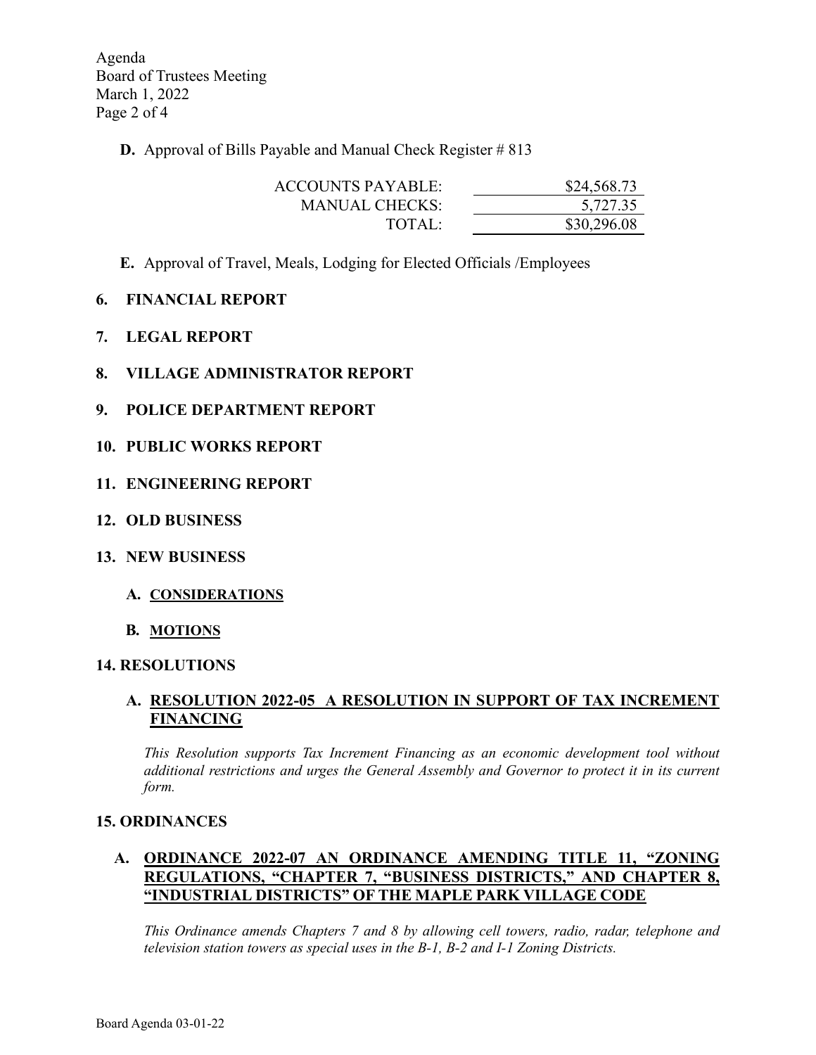**D.** Approval of Bills Payable and Manual Check Register # 813

| | |
|---|---|
| ACCOUNTS PAYABLE: | $24,568.73 |
| MANUAL CHECKS: | 5,727.35 |
| TOTAL: | $30,296.08 |

**E.** Approval of Travel, Meals, Lodging for Elected Officials /Employees

## 6. FINANCIAL REPORT

## 7. LEGAL REPORT

## 8. VILLAGE ADMINISTRATOR REPORT

## 9. POLICE DEPARTMENT REPORT

## 10. PUBLIC WORKS REPORT

## 11. ENGINEERING REPORT

## 12. OLD BUSINESS

## 13. NEW BUSINESS

### A. CONSIDERATIONS

### B. MOTIONS

## 14. RESOLUTIONS

### A. RESOLUTION 2022-05 A RESOLUTION IN SUPPORT OF TAX INCREMENT FINANCING

*This Resolution supports Tax Increment Financing as an economic development tool without additional restrictions and urges the General Assembly and Governor to protect it in its current form.*

## 15. ORDINANCES

### A. ORDINANCE 2022-07 AN ORDINANCE AMENDING TITLE 11, "ZONING REGULATIONS, "CHAPTER 7, "BUSINESS DISTRICTS," AND CHAPTER 8, "INDUSTRIAL DISTRICTS" OF THE MAPLE PARK VILLAGE CODE

*This Ordinance amends Chapters 7 and 8 by allowing cell towers, radio, radar, telephone and television station towers as special uses in the B-1, B-2 and I-1 Zoning Districts.*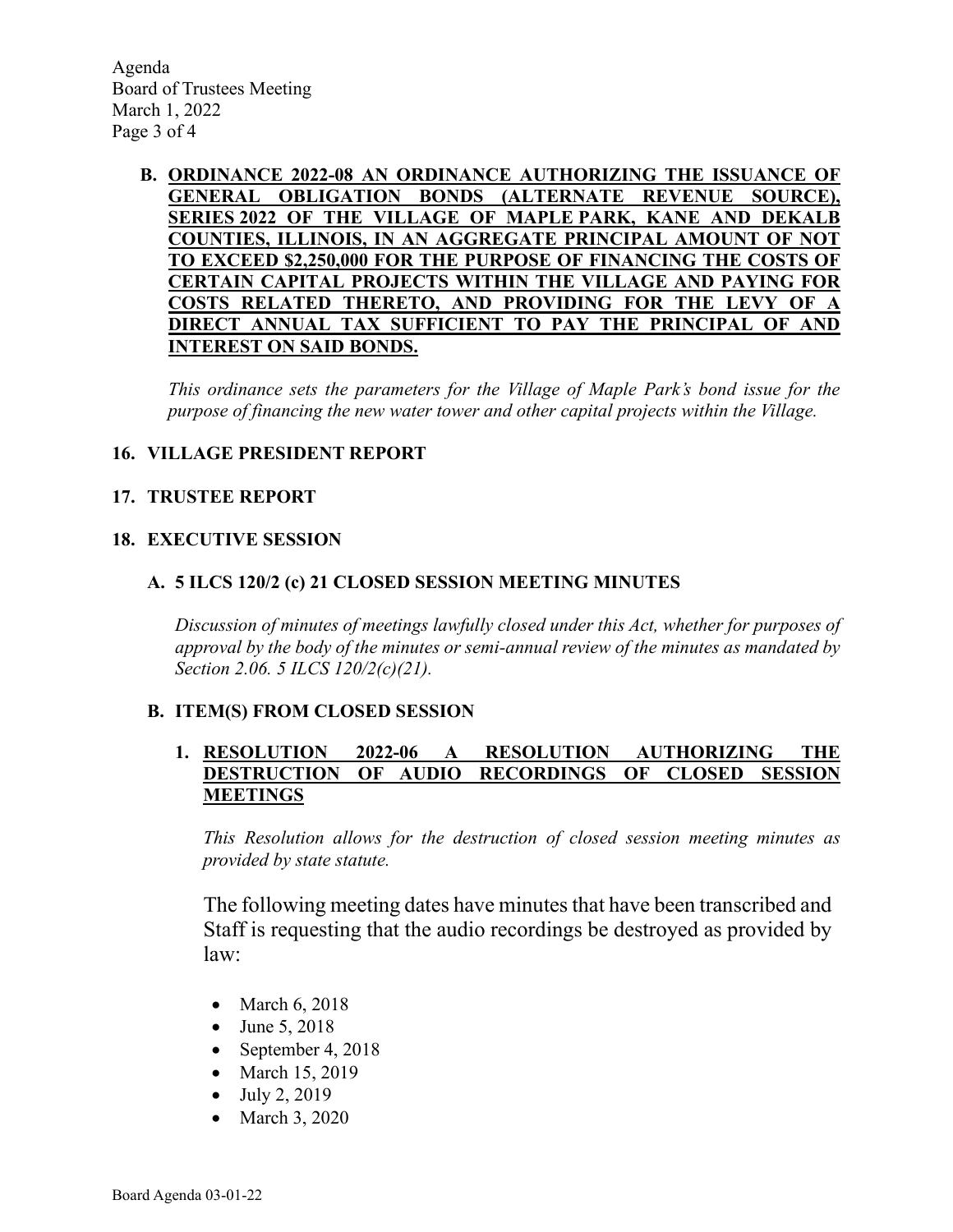**B. <u>ORDINANCE 2022-08 AN ORDINANCE AUTHORIZING THE ISSUANCE OF GENERAL OBLIGATION BONDS (ALTERNATE REVENUE SOURCE), SERIES 2022 OF THE VILLAGE OF MAPLE PARK, KANE AND DEKALB COUNTIES, ILLINOIS, IN AN AGGREGATE PRINCIPAL AMOUNT OF NOT TO EXCEED $2,250,000 FOR THE PURPOSE OF FINANCING THE COSTS OF CERTAIN CAPITAL PROJECTS WITHIN THE VILLAGE AND PAYING FOR COSTS RELATED THERETO, AND PROVIDING FOR THE LEVY OF A DIRECT ANNUAL TAX SUFFICIENT TO PAY THE PRINCIPAL OF AND INTEREST ON SAID BONDS.</u>**

*This ordinance sets the parameters for the Village of Maple Park's bond issue for the purpose of financing the new water tower and other capital projects within the Village.*

**16. VILLAGE PRESIDENT REPORT**

**17. TRUSTEE REPORT**

**18. EXECUTIVE SESSION**

**A. 5 ILCS 120/2 (c) 21 CLOSED SESSION MEETING MINUTES**

*Discussion of minutes of meetings lawfully closed under this Act, whether for purposes of approval by the body of the minutes or semi-annual review of the minutes as mandated by Section 2.06. 5 ILCS 120/2(c)(21).*

**B. ITEM(S) FROM CLOSED SESSION**

**1. <u>RESOLUTION 2022-06 A RESOLUTION AUTHORIZING THE DESTRUCTION OF AUDIO RECORDINGS OF CLOSED SESSION MEETINGS</u>**

*This Resolution allows for the destruction of closed session meeting minutes as provided by state statute.*

The following meeting dates have minutes that have been transcribed and Staff is requesting that the audio recordings be destroyed as provided by law:

- March 6, 2018
- June 5, 2018
- September 4, 2018
- March 15, 2019
- July 2, 2019
- March 3, 2020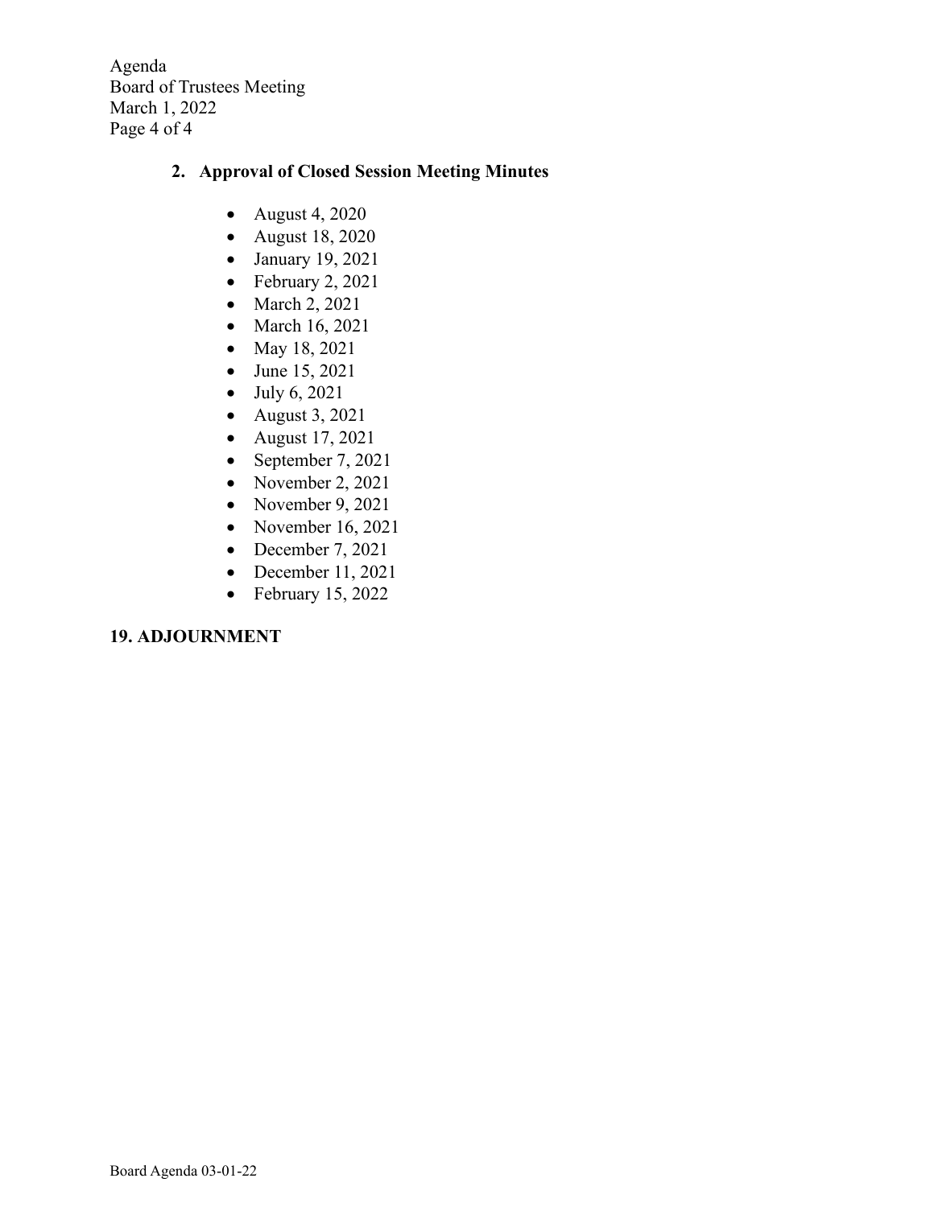**2. Approval of Closed Session Meeting Minutes**

- August 4, 2020
- August 18, 2020
- January 19, 2021
- February 2, 2021
- March 2, 2021
- March 16, 2021
- May 18, 2021
- June 15, 2021
- July 6, 2021
- August 3, 2021
- August 17, 2021
- September 7, 2021
- November 2, 2021
- November 9, 2021
- November 16, 2021
- December 7, 2021
- December 11, 2021
- February 15, 2022

**19. ADJOURNMENT**